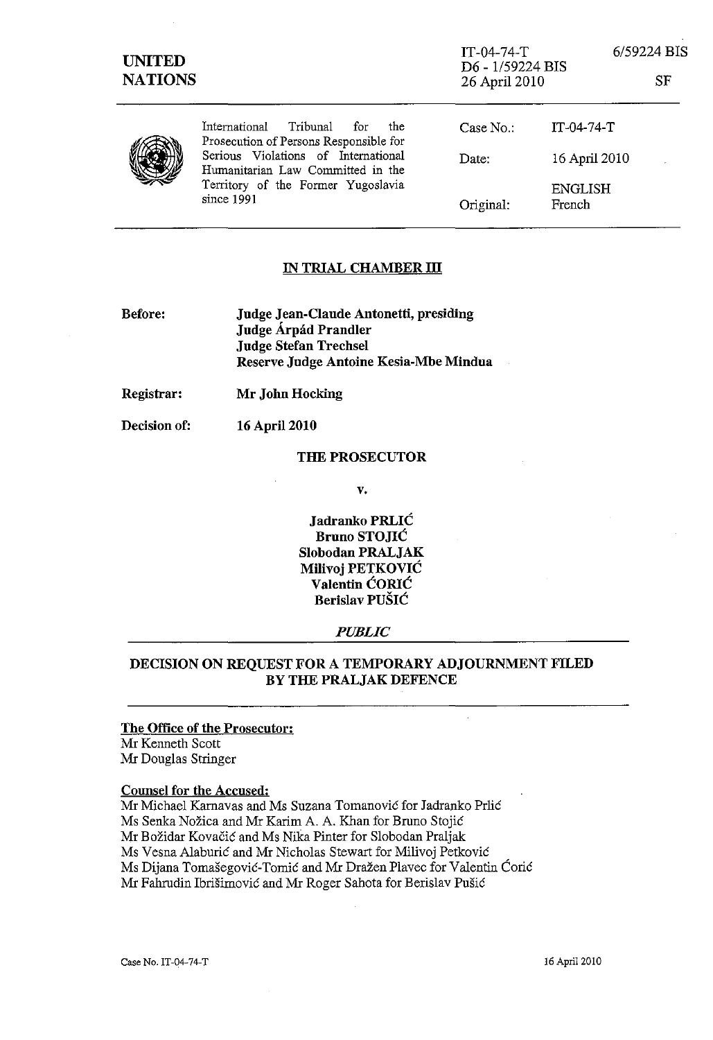**UNITED NATIONS**

IT-04-74-T 6/59224 BIS
D6 - 1/59224 BIS
26 April 2010 SF

International Tribunal for the Prosecution of Persons Responsible for Serious Violations of International Humanitarian Law Committed in the Territory of the Former Yugoslavia since 1991

| | |
|---|---|
| Case No.: | IT-04-74-T |
| Date: | 16 April 2010 |
| | ENGLISH |
| Original: | French |

## IN TRIAL CHAMBER III

**Before:** **Judge Jean-Claude Antonetti, presiding**
**Judge Árpád Prandler**
**Judge Stefan Trechsel**
**Reserve Judge Antoine Kesia-Mbe Mindua**

**Registrar:** **Mr John Hocking**

**Decision of:** **16 April 2010**

**THE PROSECUTOR**

**v.**

**Jadranko PRLIĆ**
**Bruno STOJIĆ**
**Slobodan PRALJAK**
**Milivoj PETKOVIĆ**
**Valentin ĆORIĆ**
**Berislav PUŠIĆ**

*PUBLIC*

## DECISION ON REQUEST FOR A TEMPORARY ADJOURNMENT FILED BY THE PRALJAK DEFENCE

**The Office of the Prosecutor:**
Mr Kenneth Scott
Mr Douglas Stringer

**Counsel for the Accused:**
Mr Michael Karnavas and Ms Suzana Tomanović for Jadranko Prlić
Ms Senka Nožica and Mr Karim A. A. Khan for Bruno Stojić
Mr Božidar Kovačić and Ms Nika Pinter for Slobodan Praljak
Ms Vesna Alaburić and Mr Nicholas Stewart for Milivoj Petković
Ms Dijana Tomašegović-Tomić and Mr Dražen Plavec for Valentin Ćorić
Mr Fahrudin Ibrišimović and Mr Roger Sahota for Berislav Pušić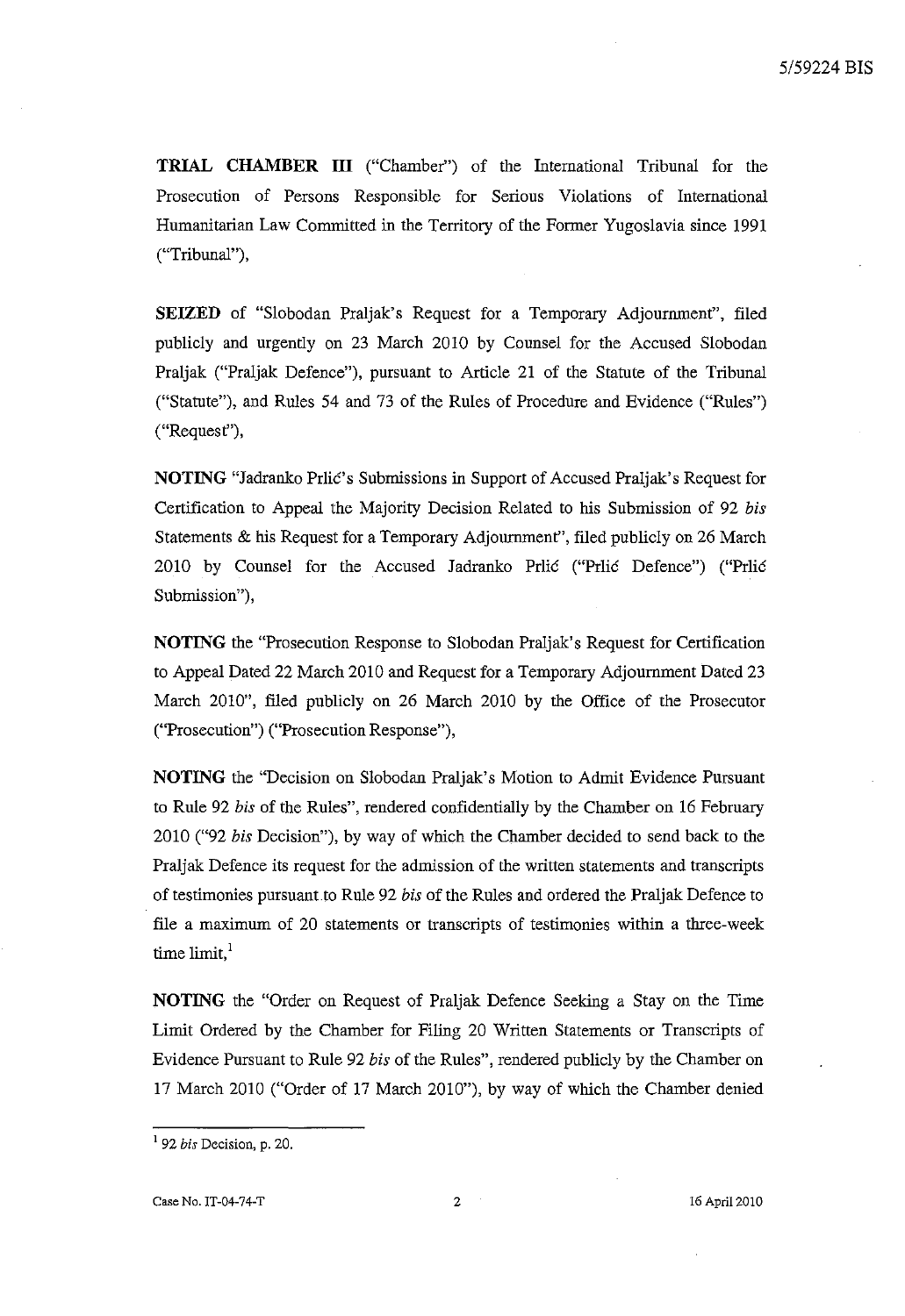**TRIAL CHAMBER III** ("Chamber") of the International Tribunal for the Prosecution of Persons Responsible for Serious Violations of International Humanitarian Law Committed in the Territory of the Former Yugoslavia since 1991 ("Tribunal"),

**SEIZED** of "Slobodan Praljak's Request for a Temporary Adjournment", filed publicly and urgently on 23 March 2010 by Counsel for the Accused Slobodan Praljak ("Praljak Defence"), pursuant to Article 21 of the Statute of the Tribunal ("Statute"), and Rules 54 and 73 of the Rules of Procedure and Evidence ("Rules") ("Request"),

**NOTING** "Jadranko Prlić's Submissions in Support of Accused Praljak's Request for Certification to Appeal the Majority Decision Related to his Submission of 92 *bis* Statements & his Request for a Temporary Adjournment", filed publicly on 26 March 2010 by Counsel for the Accused Jadranko Prlić ("Prlić Defence") ("Prlić Submission"),

**NOTING** the "Prosecution Response to Slobodan Praljak's Request for Certification to Appeal Dated 22 March 2010 and Request for a Temporary Adjournment Dated 23 March 2010", filed publicly on 26 March 2010 by the Office of the Prosecutor ("Prosecution") ("Prosecution Response"),

**NOTING** the "Decision on Slobodan Praljak's Motion to Admit Evidence Pursuant to Rule 92 *bis* of the Rules", rendered confidentially by the Chamber on 16 February 2010 ("92 *bis* Decision"), by way of which the Chamber decided to send back to the Praljak Defence its request for the admission of the written statements and transcripts of testimonies pursuant to Rule 92 *bis* of the Rules and ordered the Praljak Defence to file a maximum of 20 statements or transcripts of testimonies within a three-week time limit,[1]

**NOTING** the "Order on Request of Praljak Defence Seeking a Stay on the Time Limit Ordered by the Chamber for Filing 20 Written Statements or Transcripts of Evidence Pursuant to Rule 92 *bis* of the Rules", rendered publicly by the Chamber on 17 March 2010 ("Order of 17 March 2010"), by way of which the Chamber denied

---

[1] 92 *bis* Decision, p. 20.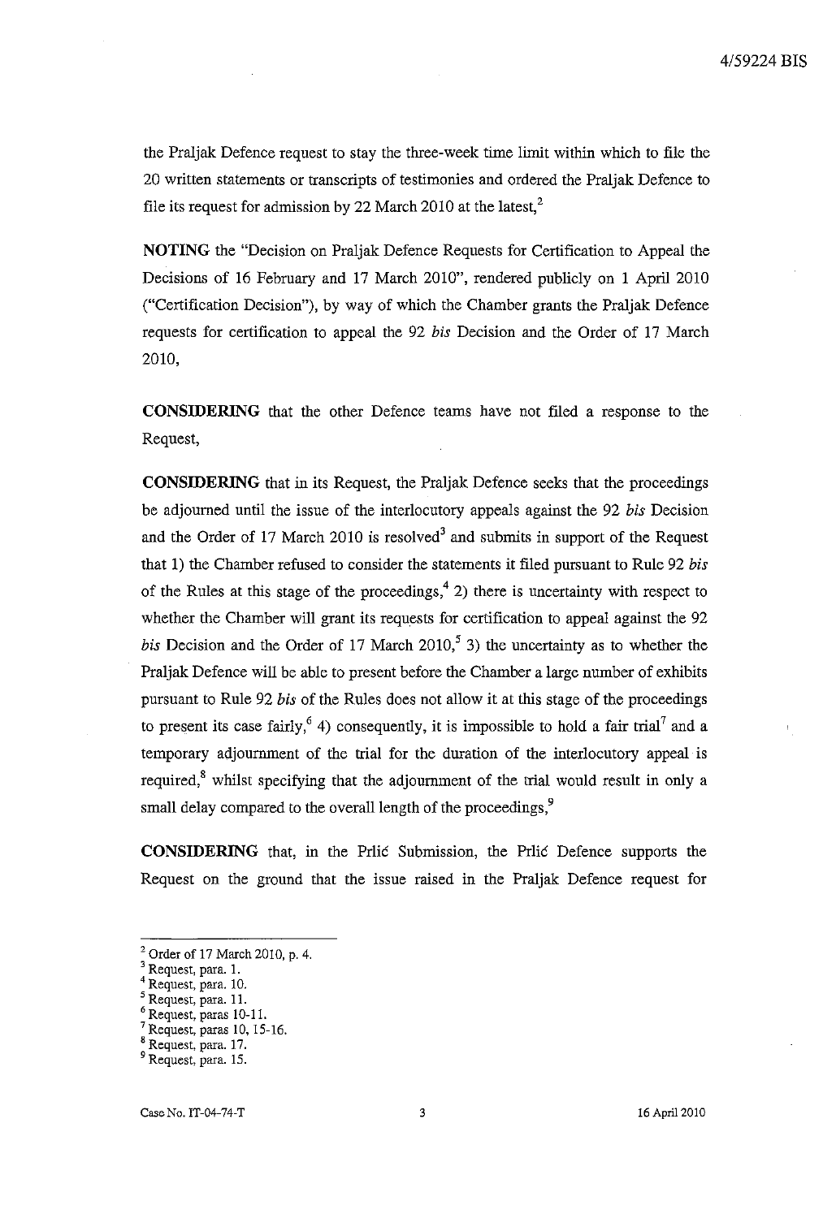the Praljak Defence request to stay the three-week time limit within which to file the 20 written statements or transcripts of testimonies and ordered the Praljak Defence to file its request for admission by 22 March 2010 at the latest,[2]

**NOTING** the "Decision on Praljak Defence Requests for Certification to Appeal the Decisions of 16 February and 17 March 2010", rendered publicly on 1 April 2010 ("Certification Decision"), by way of which the Chamber grants the Praljak Defence requests for certification to appeal the 92 *bis* Decision and the Order of 17 March 2010,

**CONSIDERING** that the other Defence teams have not filed a response to the Request,

**CONSIDERING** that in its Request, the Praljak Defence seeks that the proceedings be adjourned until the issue of the interlocutory appeals against the 92 *bis* Decision and the Order of 17 March 2010 is resolved[3] and submits in support of the Request that 1) the Chamber refused to consider the statements it filed pursuant to Rule 92 *bis* of the Rules at this stage of the proceedings,[4] 2) there is uncertainty with respect to whether the Chamber will grant its requests for certification to appeal against the 92 *bis* Decision and the Order of 17 March 2010,[5] 3) the uncertainty as to whether the Praljak Defence will be able to present before the Chamber a large number of exhibits pursuant to Rule 92 *bis* of the Rules does not allow it at this stage of the proceedings to present its case fairly,[6] 4) consequently, it is impossible to hold a fair trial[7] and a temporary adjournment of the trial for the duration of the interlocutory appeal is required,[8] whilst specifying that the adjournment of the trial would result in only a small delay compared to the overall length of the proceedings,[9]

**CONSIDERING** that, in the Prlić Submission, the Prlić Defence supports the Request on the ground that the issue raised in the Praljak Defence request for

---

[2] Order of 17 March 2010, p. 4.
[3] Request, para. 1.
[4] Request, para. 10.
[5] Request, para. 11.
[6] Request, paras 10-11.
[7] Request, paras 10, 15-16.
[8] Request, para. 17.
[9] Request, para. 15.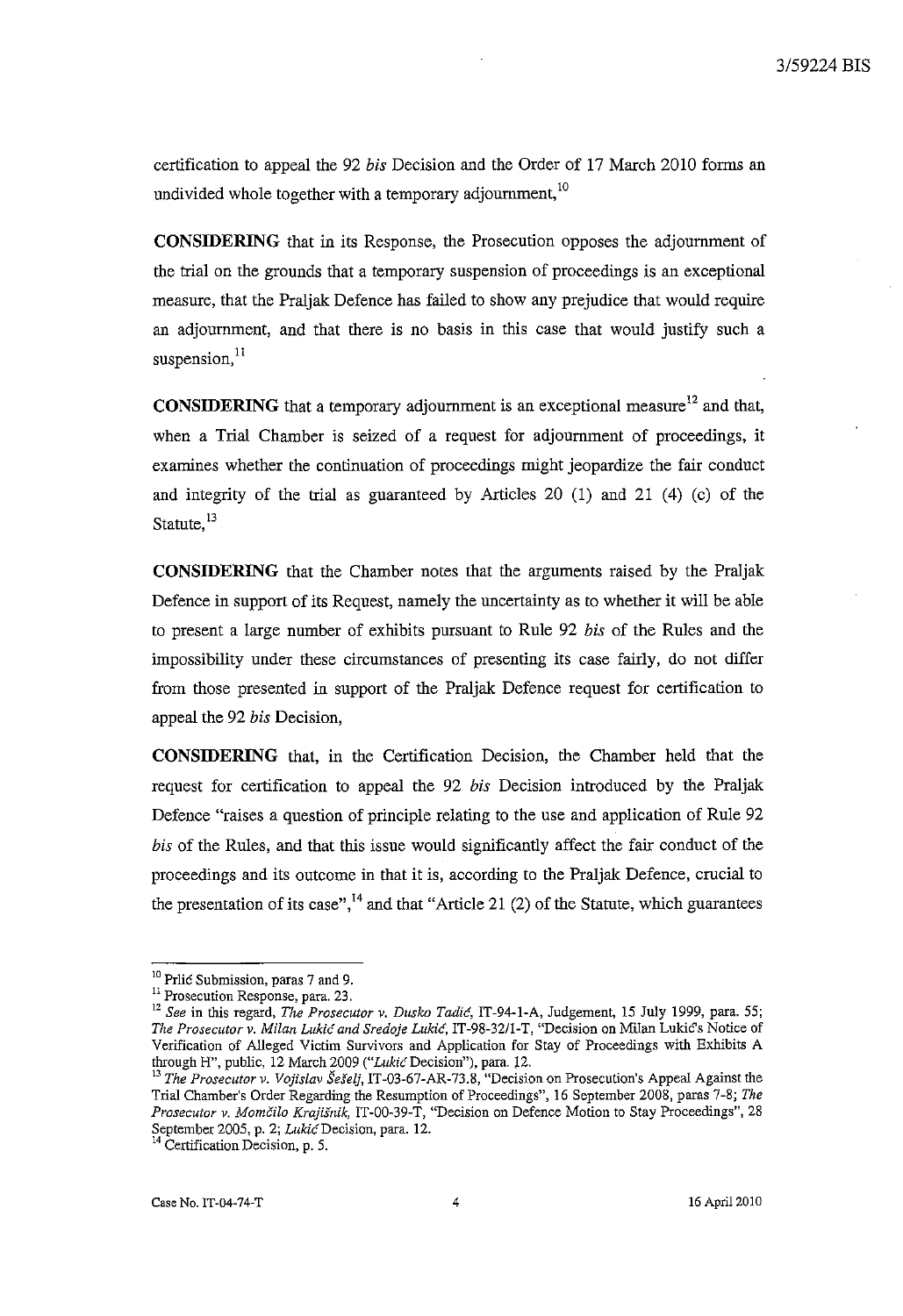certification to appeal the 92 *bis* Decision and the Order of 17 March 2010 forms an undivided whole together with a temporary adjournment,[10]

**CONSIDERING** that in its Response, the Prosecution opposes the adjournment of the trial on the grounds that a temporary suspension of proceedings is an exceptional measure, that the Praljak Defence has failed to show any prejudice that would require an adjournment, and that there is no basis in this case that would justify such a suspension,[11]

**CONSIDERING** that a temporary adjournment is an exceptional measure[12] and that, when a Trial Chamber is seized of a request for adjournment of proceedings, it examines whether the continuation of proceedings might jeopardize the fair conduct and integrity of the trial as guaranteed by Articles 20 (1) and 21 (4) (c) of the Statute,[13]

**CONSIDERING** that the Chamber notes that the arguments raised by the Praljak Defence in support of its Request, namely the uncertainty as to whether it will be able to present a large number of exhibits pursuant to Rule 92 *bis* of the Rules and the impossibility under these circumstances of presenting its case fairly, do not differ from those presented in support of the Praljak Defence request for certification to appeal the 92 *bis* Decision,

**CONSIDERING** that, in the Certification Decision, the Chamber held that the request for certification to appeal the 92 *bis* Decision introduced by the Praljak Defence "raises a question of principle relating to the use and application of Rule 92 *bis* of the Rules, and that this issue would significantly affect the fair conduct of the proceedings and its outcome in that it is, according to the Praljak Defence, crucial to the presentation of its case",[14] and that "Article 21 (2) of the Statute, which guarantees

---

[10] Prlić Submission, paras 7 and 9.

[11] Prosecution Response, para. 23.

[12] *See* in this regard, *The Prosecutor v. Dusko Tadić*, IT-94-1-A, Judgement, 15 July 1999, para. 55; *The Prosecutor v. Milan Lukić and Sredoje Lukić*, IT-98-32/1-T, "Decision on Milan Lukić's Notice of Verification of Alleged Victim Survivors and Application for Stay of Proceedings with Exhibits A through H", public, 12 March 2009 ("*Lukić* Decision"), para. 12.

[13] *The Prosecutor v. Vojislav Šešelj*, IT-03-67-AR-73.8, "Decision on Prosecution's Appeal Against the Trial Chamber's Order Regarding the Resumption of Proceedings", 16 September 2008, paras 7-8; *The Prosecutor v. Momčilo Krajišnik*, IT-00-39-T, "Decision on Defence Motion to Stay Proceedings", 28 September 2005, p. 2; *Lukić* Decision, para. 12.

[14] Certification Decision, p. 5.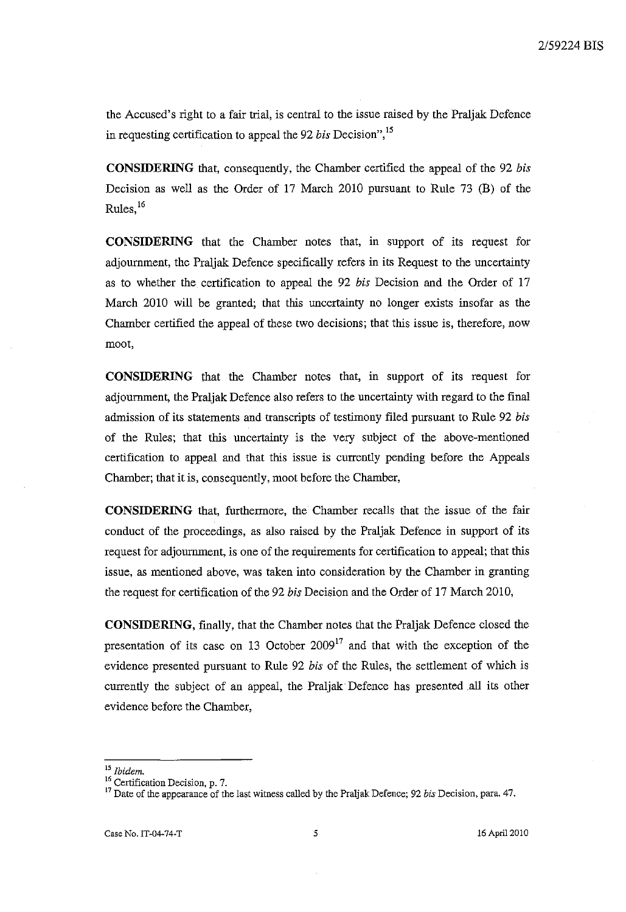the Accused's right to a fair trial, is central to the issue raised by the Praljak Defence in requesting certification to appeal the 92 *bis* Decision",[15]

**CONSIDERING** that, consequently, the Chamber certified the appeal of the 92 *bis* Decision as well as the Order of 17 March 2010 pursuant to Rule 73 (B) of the Rules,[16]

**CONSIDERING** that the Chamber notes that, in support of its request for adjournment, the Praljak Defence specifically refers in its Request to the uncertainty as to whether the certification to appeal the 92 *bis* Decision and the Order of 17 March 2010 will be granted; that this uncertainty no longer exists insofar as the Chamber certified the appeal of these two decisions; that this issue is, therefore, now moot,

**CONSIDERING** that the Chamber notes that, in support of its request for adjournment, the Praljak Defence also refers to the uncertainty with regard to the final admission of its statements and transcripts of testimony filed pursuant to Rule 92 *bis* of the Rules; that this uncertainty is the very subject of the above-mentioned certification to appeal and that this issue is currently pending before the Appeals Chamber; that it is, consequently, moot before the Chamber,

**CONSIDERING** that, furthermore, the Chamber recalls that the issue of the fair conduct of the proceedings, as also raised by the Praljak Defence in support of its request for adjournment, is one of the requirements for certification to appeal; that this issue, as mentioned above, was taken into consideration by the Chamber in granting the request for certification of the 92 *bis* Decision and the Order of 17 March 2010,

**CONSIDERING**, finally, that the Chamber notes that the Praljak Defence closed the presentation of its case on 13 October 2009[17] and that with the exception of the evidence presented pursuant to Rule 92 *bis* of the Rules, the settlement of which is currently the subject of an appeal, the Praljak Defence has presented all its other evidence before the Chamber,

---

[15] *Ibidem.*
[16] Certification Decision, p. 7.
[17] Date of the appearance of the last witness called by the Praljak Defence; 92 *bis* Decision, para. 47.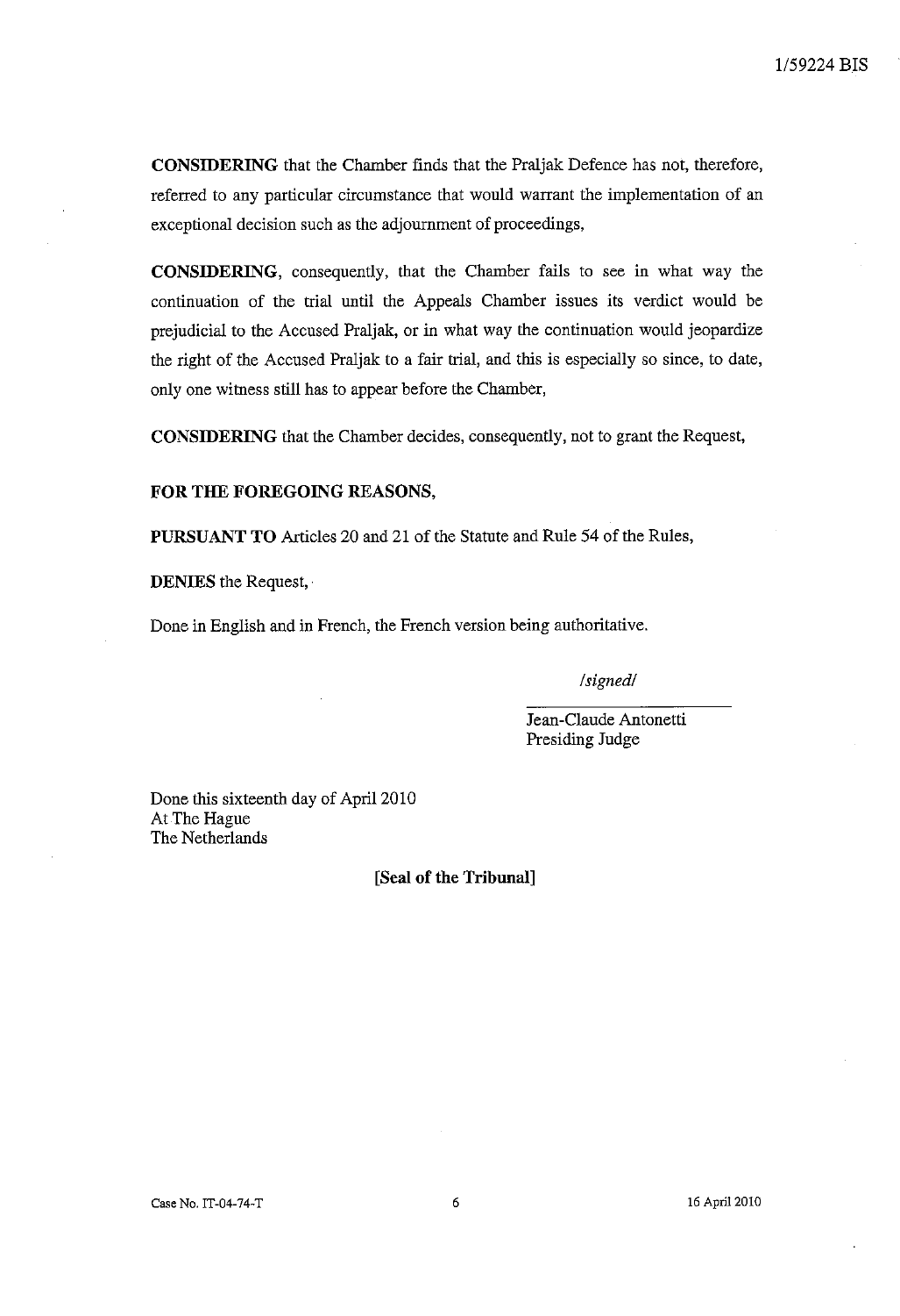**CONSIDERING** that the Chamber finds that the Praljak Defence has not, therefore, referred to any particular circumstance that would warrant the implementation of an exceptional decision such as the adjournment of proceedings,

**CONSIDERING**, consequently, that the Chamber fails to see in what way the continuation of the trial until the Appeals Chamber issues its verdict would be prejudicial to the Accused Praljak, or in what way the continuation would jeopardize the right of the Accused Praljak to a fair trial, and this is especially so since, to date, only one witness still has to appear before the Chamber,

**CONSIDERING** that the Chamber decides, consequently, not to grant the Request,

**FOR THE FOREGOING REASONS,**

**PURSUANT TO** Articles 20 and 21 of the Statute and Rule 54 of the Rules,

**DENIES** the Request,

Done in English and in French, the French version being authoritative.

*/signed/*

Jean-Claude Antonetti
Presiding Judge

Done this sixteenth day of April 2010
At The Hague
The Netherlands

**[Seal of the Tribunal]**